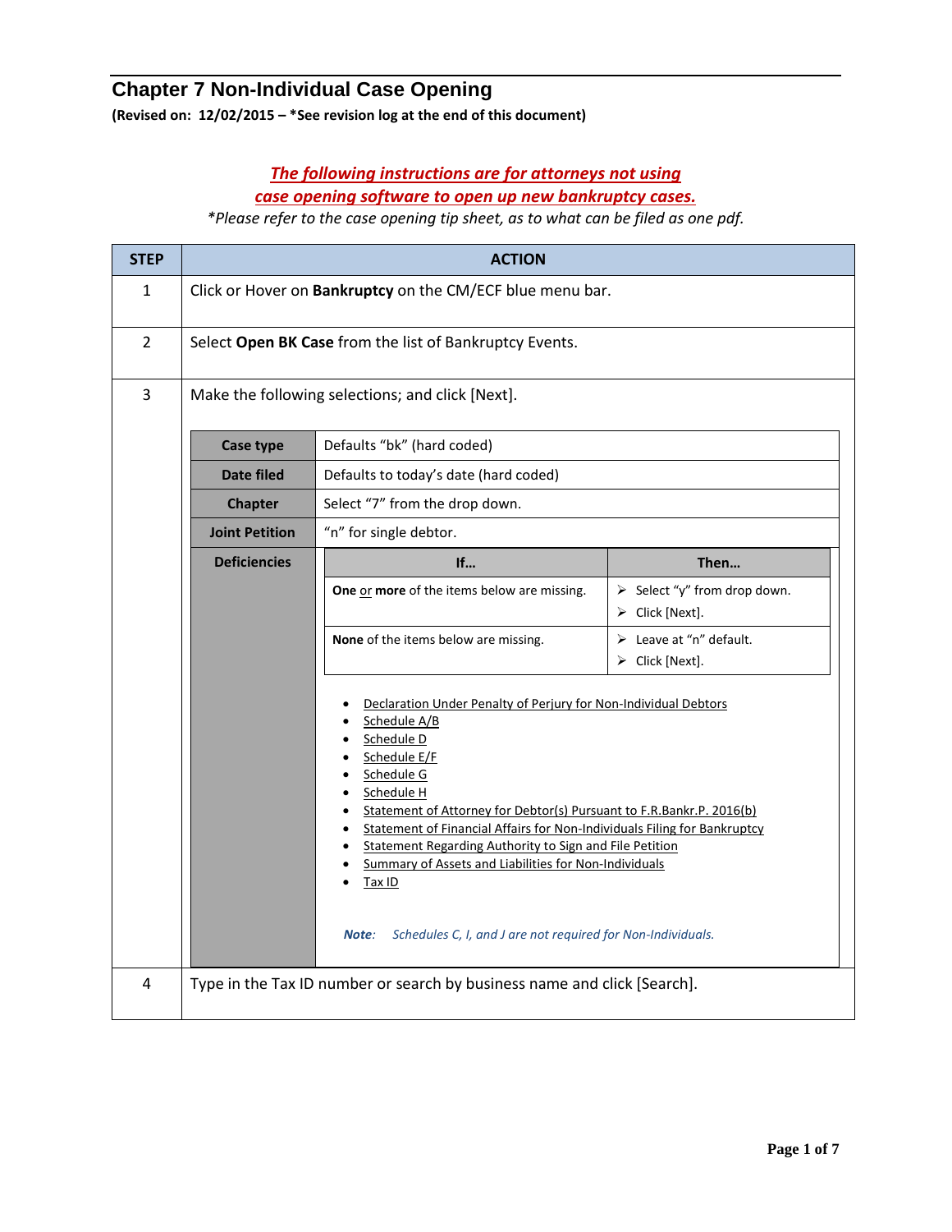# Chapter 7 Non-Individual Case Opening

**(Revised on: 12/02/2015 – \*See revision log at the end of this document)**

***The following instructions are for attorneys not using case opening software to open up new bankruptcy cases.***

*\*Please refer to the case opening tip sheet, as to what can be filed as one pdf.*

| STEP | ACTION |
|---|---|
| 1 | Click or Hover on **Bankruptcy** on the CM/ECF blue menu bar. |
| 2 | Select **Open BK Case** from the list of Bankruptcy Events. |
| 3 | Make the following selections; and click [Next]. |
| 4 | Type in the Tax ID number or search by business name and click [Search]. |

Step 3 selections:

| Field | Selection |
|---|---|
| **Case type** | Defaults "bk" (hard coded) |
| **Date filed** | Defaults to today's date (hard coded) |
| **Chapter** | Select "7" from the drop down. |
| **Joint Petition** | "n" for single debtor. |
| **Deficiencies** | See below. |

Deficiencies:

| If… | Then… |
|---|---|
| **One** or **more** of the items below are missing. | ➢ Select "y" from drop down.<br>➢ Click [Next]. |
| **None** of the items below are missing. | ➢ Leave at "n" default.<br>➢ Click [Next]. |

- Declaration Under Penalty of Perjury for Non-Individual Debtors
- Schedule A/B
- Schedule D
- Schedule E/F
- Schedule G
- Schedule H
- Statement of Attorney for Debtor(s) Pursuant to F.R.Bankr.P. 2016(b)
- Statement of Financial Affairs for Non-Individuals Filing for Bankruptcy
- Statement Regarding Authority to Sign and File Petition
- Summary of Assets and Liabilities for Non-Individuals
- Tax ID

***Note**: Schedules C, I, and J are not required for Non-Individuals.*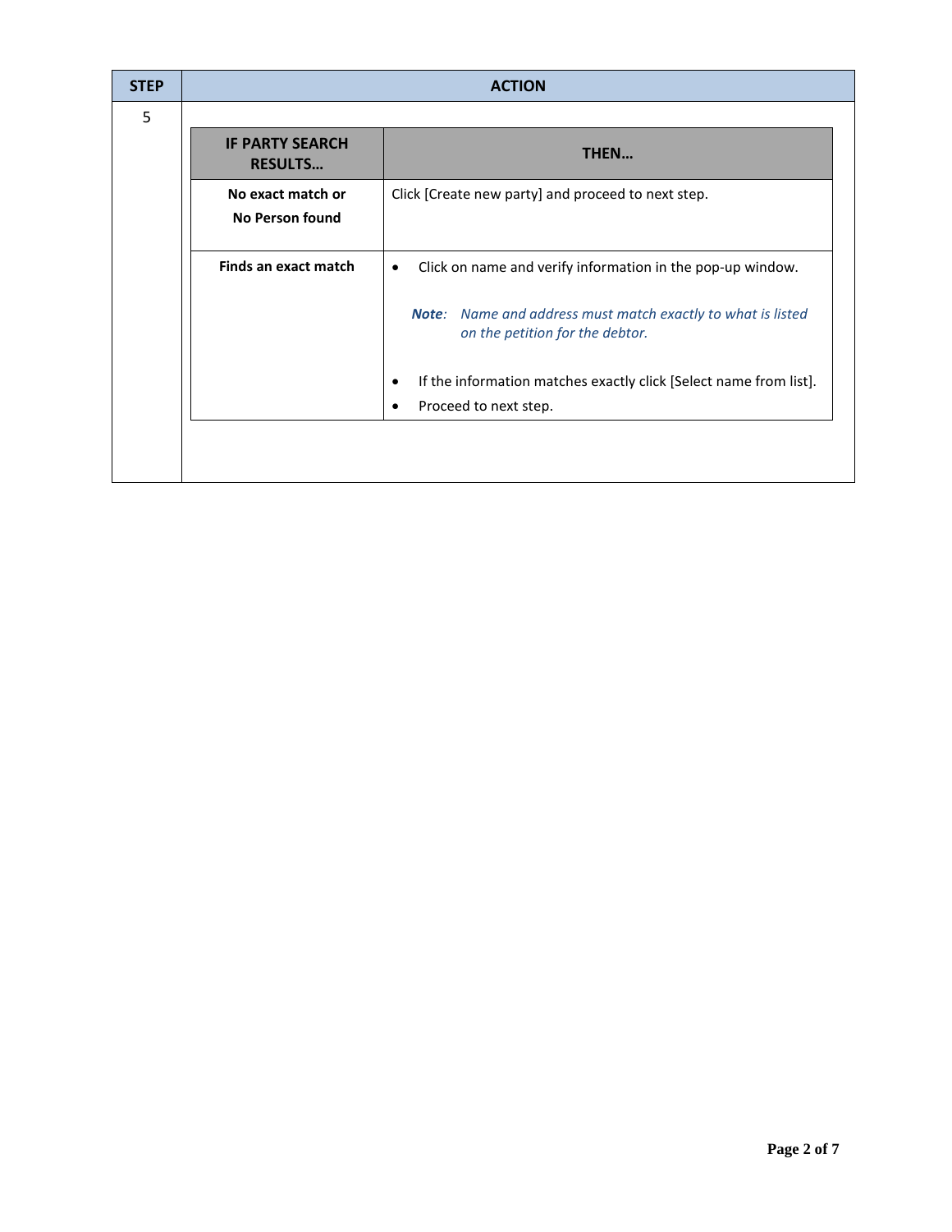| STEP | ACTION |
| --- | --- |
| 5 | |

| IF PARTY SEARCH RESULTS… | THEN… |
| --- | --- |
| **No exact match or No Person found** | Click [Create new party] and proceed to next step. |
| **Finds an exact match** | • Click on name and verify information in the pop-up window.<br><br>***Note****:* *Name and address must match exactly to what is listed on the petition for the debtor.*<br><br>• If the information matches exactly click [Select name from list].<br>• Proceed to next step. |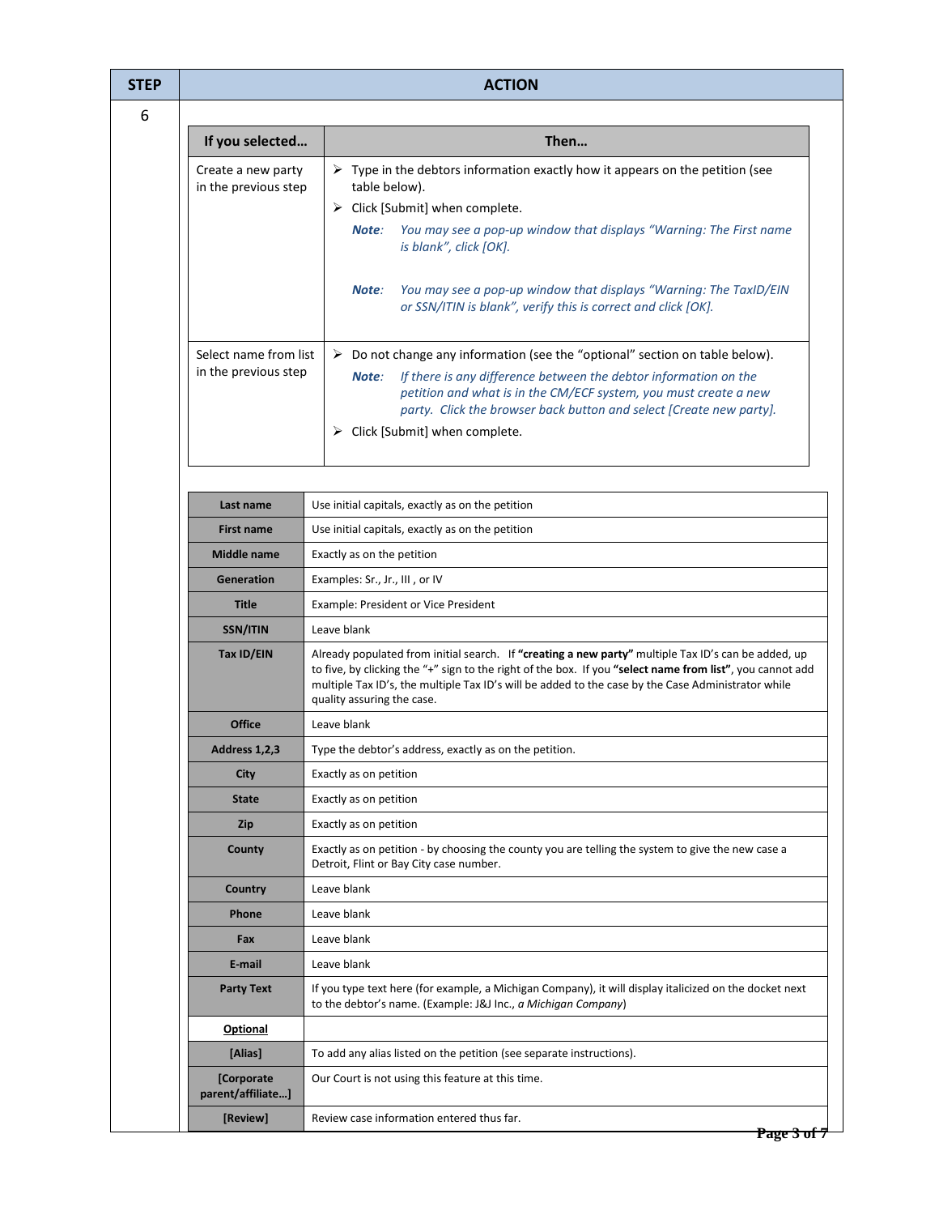| STEP | ACTION |
|---|---|
| 6 | |

| If you selected… | Then… |
|---|---|
| Create a new party in the previous step | ➢ Type in the debtors information exactly how it appears on the petition (see table below).<br>➢ Click [Submit] when complete.<br>***Note**: You may see a pop-up window that displays "Warning: The First name is blank", click [OK].*<br>***Note**: You may see a pop-up window that displays "Warning: The TaxID/EIN or SSN/ITIN is blank", verify this is correct and click [OK].* |
| Select name from list in the previous step | ➢ Do not change any information (see the "optional" section on table below).<br>***Note**: If there is any difference between the debtor information on the petition and what is in the CM/ECF system, you must create a new party. Click the browser back button and select [Create new party].*<br>➢ Click [Submit] when complete. |

| | |
|---|---|
| **Last name** | Use initial capitals, exactly as on the petition |
| **First name** | Use initial capitals, exactly as on the petition |
| **Middle name** | Exactly as on the petition |
| **Generation** | Examples: Sr., Jr., III , or IV |
| **Title** | Example: President or Vice President |
| **SSN/ITIN** | Leave blank |
| **Tax ID/EIN** | Already populated from initial search. If **"creating a new party"** multiple Tax ID's can be added, up to five, by clicking the "+" sign to the right of the box. If you **"select name from list"**, you cannot add multiple Tax ID's, the multiple Tax ID's will be added to the case by the Case Administrator while quality assuring the case. |
| **Office** | Leave blank |
| **Address 1,2,3** | Type the debtor's address, exactly as on the petition. |
| **City** | Exactly as on petition |
| **State** | Exactly as on petition |
| **Zip** | Exactly as on petition |
| **County** | Exactly as on petition - by choosing the county you are telling the system to give the new case a Detroit, Flint or Bay City case number. |
| **Country** | Leave blank |
| **Phone** | Leave blank |
| **Fax** | Leave blank |
| **E-mail** | Leave blank |
| **Party Text** | If you type text here (for example, a Michigan Company), it will display italicized on the docket next to the debtor's name. (Example: J&J Inc., *a Michigan Company*) |
| **Optional** | |
| **[Alias]** | To add any alias listed on the petition (see separate instructions). |
| **[Corporate parent/affiliate…]** | Our Court is not using this feature at this time. |
| **[Review]** | Review case information entered thus far. |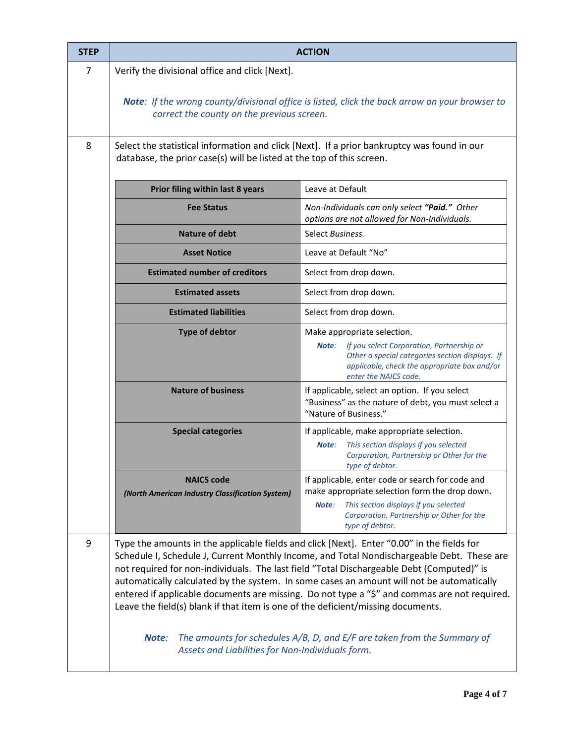| STEP | ACTION |
|---|---|
| 7 | Verify the divisional office and click [Next].<br><br>***Note**: If the wrong county/divisional office is listed, click the back arrow on your browser to correct the county on the previous screen.* |
| 8 | Select the statistical information and click [Next]. If a prior bankruptcy was found in our database, the prior case(s) will be listed at the top of this screen. |

| | |
|---|---|
| **Prior filing within last 8 years** | Leave at Default |
| **Fee Status** | *Non-Individuals can only select **"Paid."** Other options are not allowed for Non-Individuals.* |
| **Nature of debt** | Select *Business.* |
| **Asset Notice** | Leave at Default "No" |
| **Estimated number of creditors** | Select from drop down. |
| **Estimated assets** | Select from drop down. |
| **Estimated liabilities** | Select from drop down. |
| **Type of debtor** | Make appropriate selection.<br>***Note**: If you select Corporation, Partnership or Other a special categories section displays. If applicable, check the appropriate box and/or enter the NAICS code.* |
| **Nature of business** | If applicable, select an option. If you select "Business" as the nature of debt, you must select a "Nature of Business." |
| **Special categories** | If applicable, make appropriate selection.<br>***Note**: This section displays if you selected Corporation, Partnership or Other for the type of debtor.* |
| **NAICS code**<br>***(North American Industry Classification System)*** | If applicable, enter code or search for code and make appropriate selection form the drop down.<br>***Note**: This section displays if you selected Corporation, Partnership or Other for the type of debtor.* |

| STEP | ACTION |
|---|---|
| 9 | Type the amounts in the applicable fields and click [Next]. Enter "0.00" in the fields for Schedule I, Schedule J, Current Monthly Income, and Total Nondischargeable Debt. These are not required for non-individuals. The last field "Total Dischargeable Debt (Computed)" is automatically calculated by the system. In some cases an amount will not be automatically entered if applicable documents are missing. Do not type a "$" and commas are not required. Leave the field(s) blank if that item is one of the deficient/missing documents.<br><br>***Note**: The amounts for schedules A/B, D, and E/F are taken from the Summary of Assets and Liabilities for Non-Individuals form.* |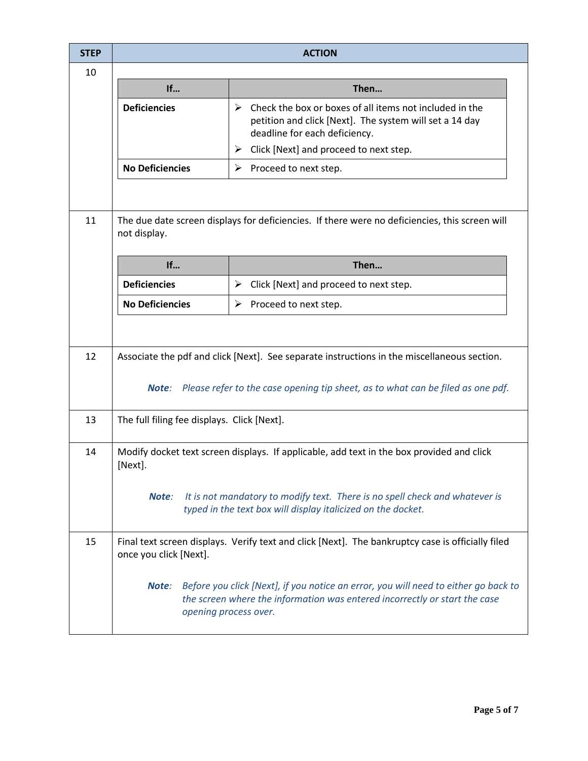| STEP | ACTION |
| --- | --- |
| 10 | **If…** / **Then…**<br>**Deficiencies**: ➢ Check the box or boxes of all items not included in the petition and click [Next]. The system will set a 14 day deadline for each deficiency. ➢ Click [Next] and proceed to next step.<br>**No Deficiencies**: ➢ Proceed to next step. |
| 11 | The due date screen displays for deficiencies. If there were no deficiencies, this screen will not display.<br>**If…** / **Then…**<br>**Deficiencies**: ➢ Click [Next] and proceed to next step.<br>**No Deficiencies**: ➢ Proceed to next step. |
| 12 | Associate the pdf and click [Next]. See separate instructions in the miscellaneous section.<br>***Note**: Please refer to the case opening tip sheet, as to what can be filed as one pdf.* |
| 13 | The full filing fee displays. Click [Next]. |
| 14 | Modify docket text screen displays. If applicable, add text in the box provided and click [Next].<br>***Note**: It is not mandatory to modify text. There is no spell check and whatever is typed in the text box will display italicized on the docket.* |
| 15 | Final text screen displays. Verify text and click [Next]. The bankruptcy case is officially filed once you click [Next].<br>***Note**: Before you click [Next], if you notice an error, you will need to either go back to the screen where the information was entered incorrectly or start the case opening process over.* |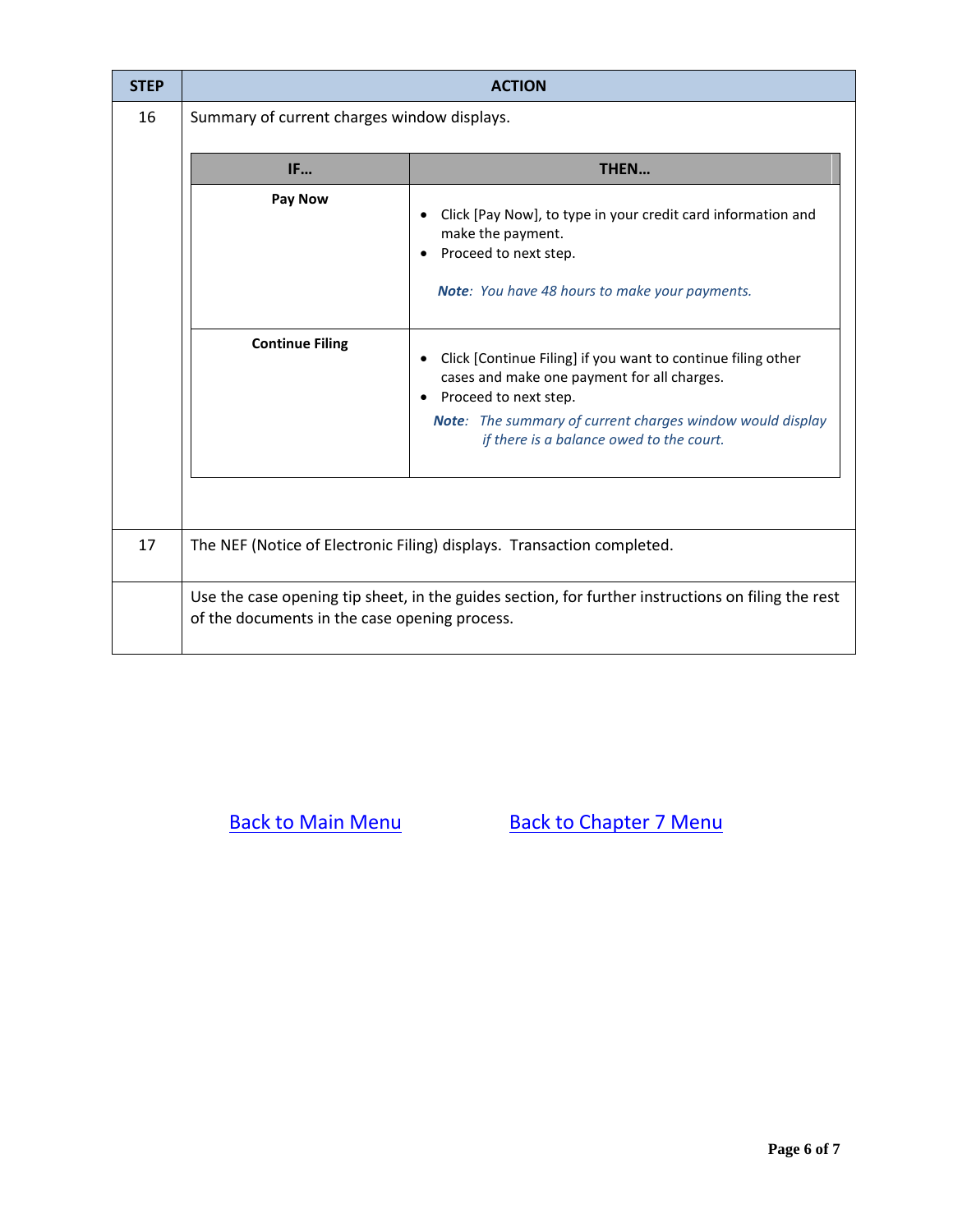| STEP | ACTION |
|---|---|
| 16 | Summary of current charges window displays.<br><br>**IF… / THEN…**<br><br>**Pay Now**<br>• Click [Pay Now], to type in your credit card information and make the payment.<br>• Proceed to next step.<br>***Note**: You have 48 hours to make your payments.*<br><br>**Continue Filing**<br>• Click [Continue Filing] if you want to continue filing other cases and make one payment for all charges.<br>• Proceed to next step.<br>***Note**: The summary of current charges window would display if there is a balance owed to the court.* |
| 17 | The NEF (Notice of Electronic Filing) displays. Transaction completed. |
| | Use the case opening tip sheet, in the guides section, for further instructions on filing the rest of the documents in the case opening process. |

Back to Main Menu        Back to Chapter 7 Menu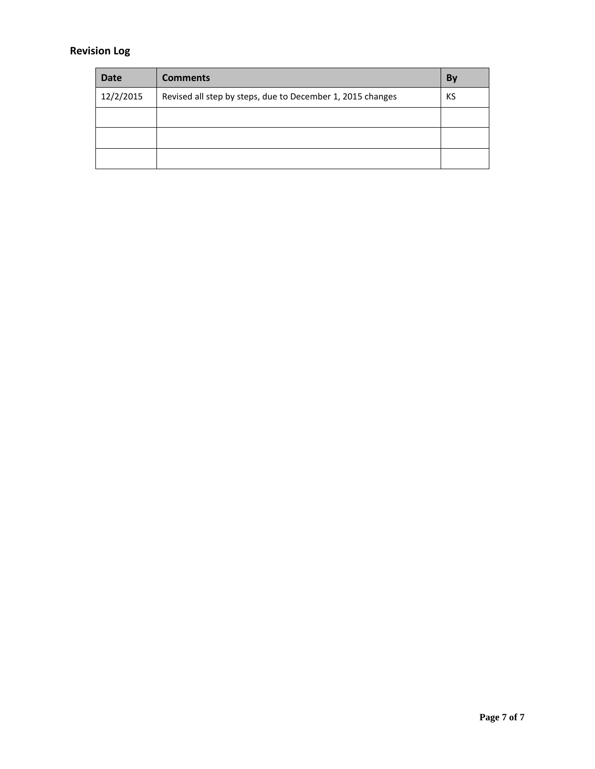## Revision Log

| Date | Comments | By |
|---|---|---|
| 12/2/2015 | Revised all step by steps, due to December 1, 2015 changes | KS |
| | | |
| | | |
| | | |